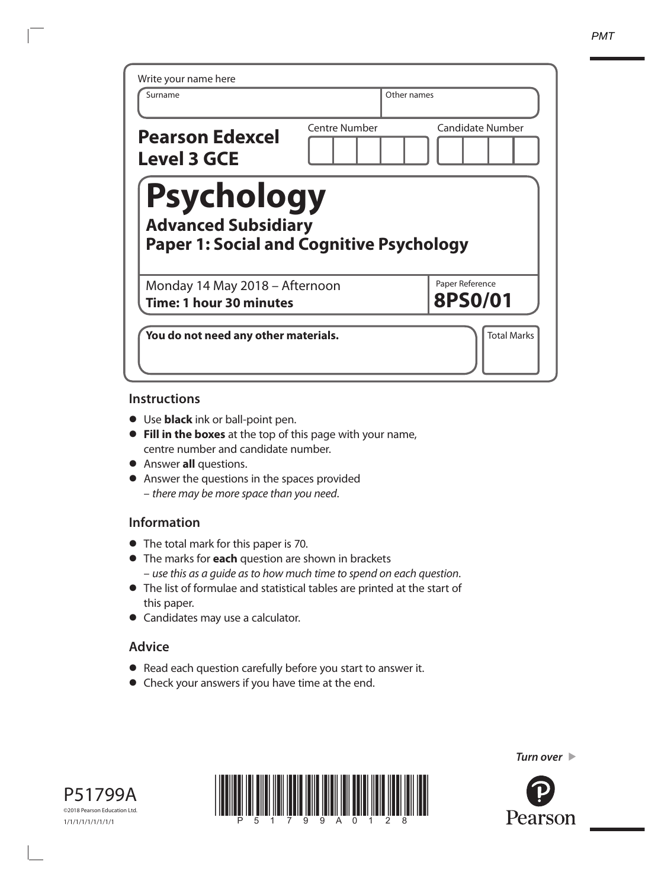Write your name here

| Surname | Other names |
|---|---|
| | |

**Pearson Edexcel Level 3 GCE**

| Centre Number | Candidate Number |
|---|---|
| | |

# Psychology

## Advanced Subsidiary

## Paper 1: Social and Cognitive Psychology

Monday 14 May 2018 – Afternoon

**Time: 1 hour 30 minutes**

Paper Reference **8PS0/01**

**You do not need any other materials.**

Total Marks

## Instructions

- Use **black** ink or ball-point pen.
- **Fill in the boxes** at the top of this page with your name, centre number and candidate number.
- Answer **all** questions.
- Answer the questions in the spaces provided – *there may be more space than you need*.

## Information

- The total mark for this paper is 70.
- The marks for **each** question are shown in brackets – *use this as a guide as to how much time to spend on each question*.
- The list of formulae and statistical tables are printed at the start of this paper.
- Candidates may use a calculator.

## Advice

- Read each question carefully before you start to answer it.
- Check your answers if you have time at the end.

*Turn over*

P51799A

©2018 Pearson Education Ltd.

1/1/1/1/1/1/1/1/1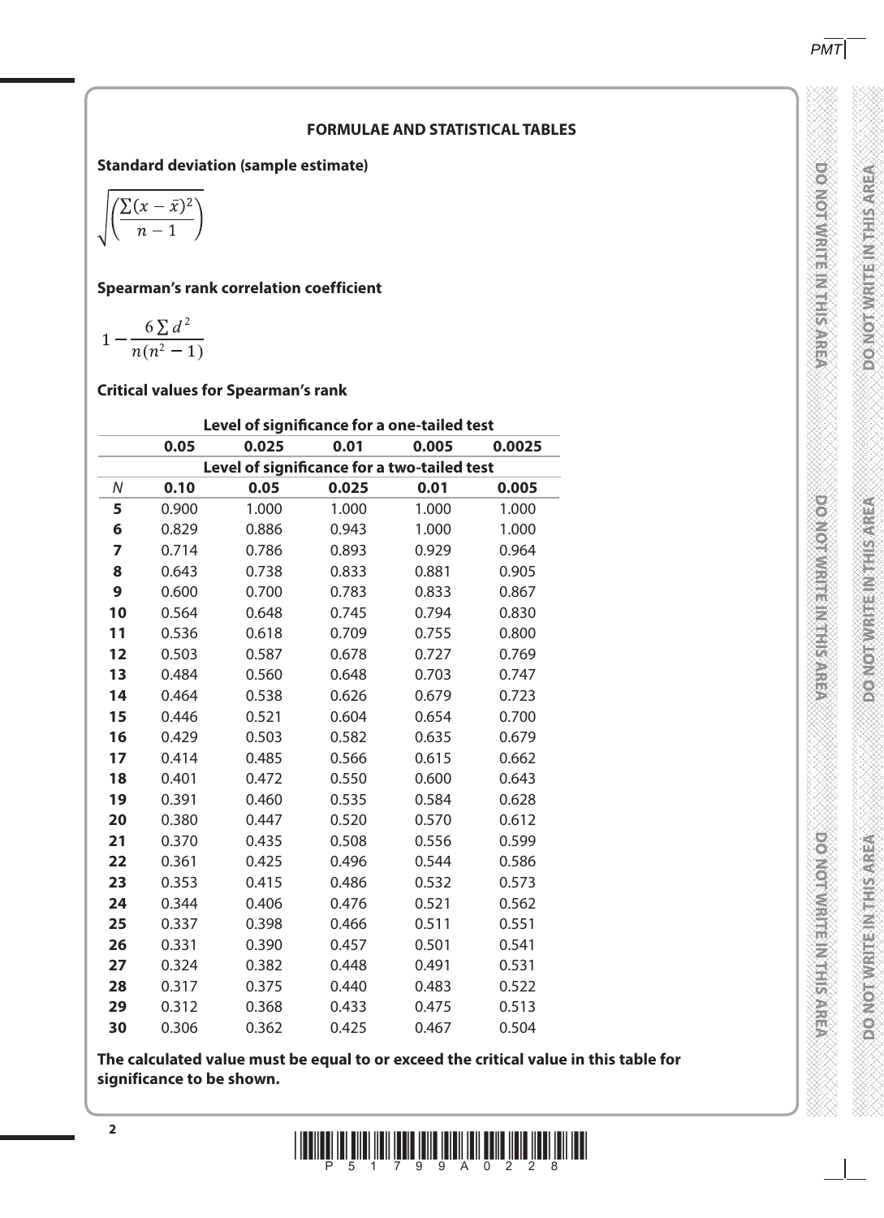## FORMULAE AND STATISTICAL TABLES

**Standard deviation (sample estimate)**

$$\sqrt{\left(\frac{\sum(x-\bar{x})^2}{n-1}\right)}$$

**Spearman's rank correlation coefficient**

$$1-\frac{6\sum d^2}{n(n^2-1)}$$

**Critical values for Spearman's rank**

| | Level of significance for a one-tailed test | | | | |
|---|---|---|---|---|---|
| | **0.05** | **0.025** | **0.01** | **0.005** | **0.0025** |
| | Level of significance for a two-tailed test | | | | |
| *N* | **0.10** | **0.05** | **0.025** | **0.01** | **0.005** |
| **5** | 0.900 | 1.000 | 1.000 | 1.000 | 1.000 |
| **6** | 0.829 | 0.886 | 0.943 | 1.000 | 1.000 |
| **7** | 0.714 | 0.786 | 0.893 | 0.929 | 0.964 |
| **8** | 0.643 | 0.738 | 0.833 | 0.881 | 0.905 |
| **9** | 0.600 | 0.700 | 0.783 | 0.833 | 0.867 |
| **10** | 0.564 | 0.648 | 0.745 | 0.794 | 0.830 |
| **11** | 0.536 | 0.618 | 0.709 | 0.755 | 0.800 |
| **12** | 0.503 | 0.587 | 0.678 | 0.727 | 0.769 |
| **13** | 0.484 | 0.560 | 0.648 | 0.703 | 0.747 |
| **14** | 0.464 | 0.538 | 0.626 | 0.679 | 0.723 |
| **15** | 0.446 | 0.521 | 0.604 | 0.654 | 0.700 |
| **16** | 0.429 | 0.503 | 0.582 | 0.635 | 0.679 |
| **17** | 0.414 | 0.485 | 0.566 | 0.615 | 0.662 |
| **18** | 0.401 | 0.472 | 0.550 | 0.600 | 0.643 |
| **19** | 0.391 | 0.460 | 0.535 | 0.584 | 0.628 |
| **20** | 0.380 | 0.447 | 0.520 | 0.570 | 0.612 |
| **21** | 0.370 | 0.435 | 0.508 | 0.556 | 0.599 |
| **22** | 0.361 | 0.425 | 0.496 | 0.544 | 0.586 |
| **23** | 0.353 | 0.415 | 0.486 | 0.532 | 0.573 |
| **24** | 0.344 | 0.406 | 0.476 | 0.521 | 0.562 |
| **25** | 0.337 | 0.398 | 0.466 | 0.511 | 0.551 |
| **26** | 0.331 | 0.390 | 0.457 | 0.501 | 0.541 |
| **27** | 0.324 | 0.382 | 0.448 | 0.491 | 0.531 |
| **28** | 0.317 | 0.375 | 0.440 | 0.483 | 0.522 |
| **29** | 0.312 | 0.368 | 0.433 | 0.475 | 0.513 |
| **30** | 0.306 | 0.362 | 0.425 | 0.467 | 0.504 |

**The calculated value must be equal to or exceed the critical value in this table for significance to be shown.**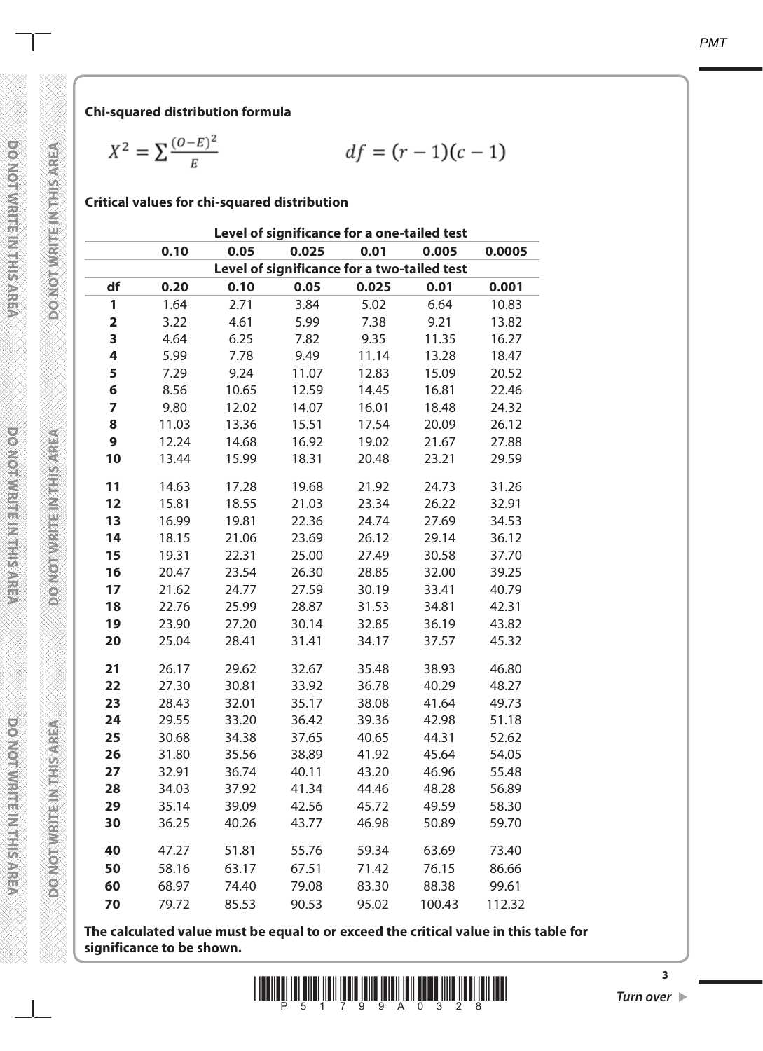**Chi-squared distribution formula**

$$X^2 = \sum \frac{(O-E)^2}{E} \qquad df = (r-1)(c-1)$$

**Critical values for chi-squared distribution**

| | Level of significance for a one-tailed test | | | | | |
|---|---|---|---|---|---|---|
| | **0.10** | **0.05** | **0.025** | **0.01** | **0.005** | **0.0005** |
| | Level of significance for a two-tailed test | | | | | |
| **df** | **0.20** | **0.10** | **0.05** | **0.025** | **0.01** | **0.001** |
| **1** | 1.64 | 2.71 | 3.84 | 5.02 | 6.64 | 10.83 |
| **2** | 3.22 | 4.61 | 5.99 | 7.38 | 9.21 | 13.82 |
| **3** | 4.64 | 6.25 | 7.82 | 9.35 | 11.35 | 16.27 |
| **4** | 5.99 | 7.78 | 9.49 | 11.14 | 13.28 | 18.47 |
| **5** | 7.29 | 9.24 | 11.07 | 12.83 | 15.09 | 20.52 |
| **6** | 8.56 | 10.65 | 12.59 | 14.45 | 16.81 | 22.46 |
| **7** | 9.80 | 12.02 | 14.07 | 16.01 | 18.48 | 24.32 |
| **8** | 11.03 | 13.36 | 15.51 | 17.54 | 20.09 | 26.12 |
| **9** | 12.24 | 14.68 | 16.92 | 19.02 | 21.67 | 27.88 |
| **10** | 13.44 | 15.99 | 18.31 | 20.48 | 23.21 | 29.59 |
| **11** | 14.63 | 17.28 | 19.68 | 21.92 | 24.73 | 31.26 |
| **12** | 15.81 | 18.55 | 21.03 | 23.34 | 26.22 | 32.91 |
| **13** | 16.99 | 19.81 | 22.36 | 24.74 | 27.69 | 34.53 |
| **14** | 18.15 | 21.06 | 23.69 | 26.12 | 29.14 | 36.12 |
| **15** | 19.31 | 22.31 | 25.00 | 27.49 | 30.58 | 37.70 |
| **16** | 20.47 | 23.54 | 26.30 | 28.85 | 32.00 | 39.25 |
| **17** | 21.62 | 24.77 | 27.59 | 30.19 | 33.41 | 40.79 |
| **18** | 22.76 | 25.99 | 28.87 | 31.53 | 34.81 | 42.31 |
| **19** | 23.90 | 27.20 | 30.14 | 32.85 | 36.19 | 43.82 |
| **20** | 25.04 | 28.41 | 31.41 | 34.17 | 37.57 | 45.32 |
| **21** | 26.17 | 29.62 | 32.67 | 35.48 | 38.93 | 46.80 |
| **22** | 27.30 | 30.81 | 33.92 | 36.78 | 40.29 | 48.27 |
| **23** | 28.43 | 32.01 | 35.17 | 38.08 | 41.64 | 49.73 |
| **24** | 29.55 | 33.20 | 36.42 | 39.36 | 42.98 | 51.18 |
| **25** | 30.68 | 34.38 | 37.65 | 40.65 | 44.31 | 52.62 |
| **26** | 31.80 | 35.56 | 38.89 | 41.92 | 45.64 | 54.05 |
| **27** | 32.91 | 36.74 | 40.11 | 43.20 | 46.96 | 55.48 |
| **28** | 34.03 | 37.92 | 41.34 | 44.46 | 48.28 | 56.89 |
| **29** | 35.14 | 39.09 | 42.56 | 45.72 | 49.59 | 58.30 |
| **30** | 36.25 | 40.26 | 43.77 | 46.98 | 50.89 | 59.70 |
| **40** | 47.27 | 51.81 | 55.76 | 59.34 | 63.69 | 73.40 |
| **50** | 58.16 | 63.17 | 67.51 | 71.42 | 76.15 | 86.66 |
| **60** | 68.97 | 74.40 | 79.08 | 83.30 | 88.38 | 99.61 |
| **70** | 79.72 | 85.53 | 90.53 | 95.02 | 100.43 | 112.32 |

**The calculated value must be equal to or exceed the critical value in this table for significance to be shown.**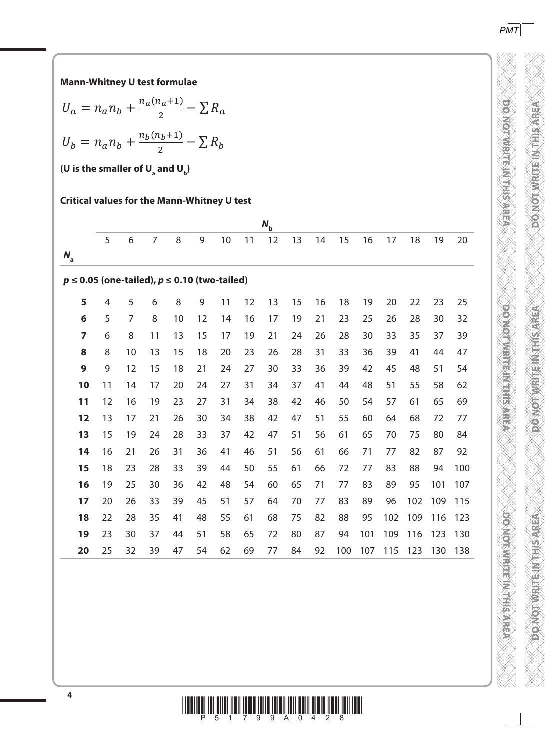**Mann-Whitney U test formulae**

$$U_a = n_a n_b + \frac{n_a(n_a+1)}{2} - \sum R_a$$

$$U_b = n_a n_b + \frac{n_b(n_b+1)}{2} - \sum R_b$$

**(U is the smaller of $U_a$ and $U_b$)**

**Critical values for the Mann-Whitney U test**

| | $N_b$ | | | | | | | | | | | | | | | |
|---|---|---|---|---|---|---|---|---|---|---|---|---|---|---|---|---|
| $N_a$ | 5 | 6 | 7 | 8 | 9 | 10 | 11 | 12 | 13 | 14 | 15 | 16 | 17 | 18 | 19 | 20 |
| **$p \leq 0.05$ (one-tailed), $p \leq 0.10$ (two-tailed)** | | | | | | | | | | | | | | | | |
| **5** | 4 | 5 | 6 | 8 | 9 | 11 | 12 | 13 | 15 | 16 | 18 | 19 | 20 | 22 | 23 | 25 |
| **6** | 5 | 7 | 8 | 10 | 12 | 14 | 16 | 17 | 19 | 21 | 23 | 25 | 26 | 28 | 30 | 32 |
| **7** | 6 | 8 | 11 | 13 | 15 | 17 | 19 | 21 | 24 | 26 | 28 | 30 | 33 | 35 | 37 | 39 |
| **8** | 8 | 10 | 13 | 15 | 18 | 20 | 23 | 26 | 28 | 31 | 33 | 36 | 39 | 41 | 44 | 47 |
| **9** | 9 | 12 | 15 | 18 | 21 | 24 | 27 | 30 | 33 | 36 | 39 | 42 | 45 | 48 | 51 | 54 |
| **10** | 11 | 14 | 17 | 20 | 24 | 27 | 31 | 34 | 37 | 41 | 44 | 48 | 51 | 55 | 58 | 62 |
| **11** | 12 | 16 | 19 | 23 | 27 | 31 | 34 | 38 | 42 | 46 | 50 | 54 | 57 | 61 | 65 | 69 |
| **12** | 13 | 17 | 21 | 26 | 30 | 34 | 38 | 42 | 47 | 51 | 55 | 60 | 64 | 68 | 72 | 77 |
| **13** | 15 | 19 | 24 | 28 | 33 | 37 | 42 | 47 | 51 | 56 | 61 | 65 | 70 | 75 | 80 | 84 |
| **14** | 16 | 21 | 26 | 31 | 36 | 41 | 46 | 51 | 56 | 61 | 66 | 71 | 77 | 82 | 87 | 92 |
| **15** | 18 | 23 | 28 | 33 | 39 | 44 | 50 | 55 | 61 | 66 | 72 | 77 | 83 | 88 | 94 | 100 |
| **16** | 19 | 25 | 30 | 36 | 42 | 48 | 54 | 60 | 65 | 71 | 77 | 83 | 89 | 95 | 101 | 107 |
| **17** | 20 | 26 | 33 | 39 | 45 | 51 | 57 | 64 | 70 | 77 | 83 | 89 | 96 | 102 | 109 | 115 |
| **18** | 22 | 28 | 35 | 41 | 48 | 55 | 61 | 68 | 75 | 82 | 88 | 95 | 102 | 109 | 116 | 123 |
| **19** | 23 | 30 | 37 | 44 | 51 | 58 | 65 | 72 | 80 | 87 | 94 | 101 | 109 | 116 | 123 | 130 |
| **20** | 25 | 32 | 39 | 47 | 54 | 62 | 69 | 77 | 84 | 92 | 100 | 107 | 115 | 123 | 130 | 138 |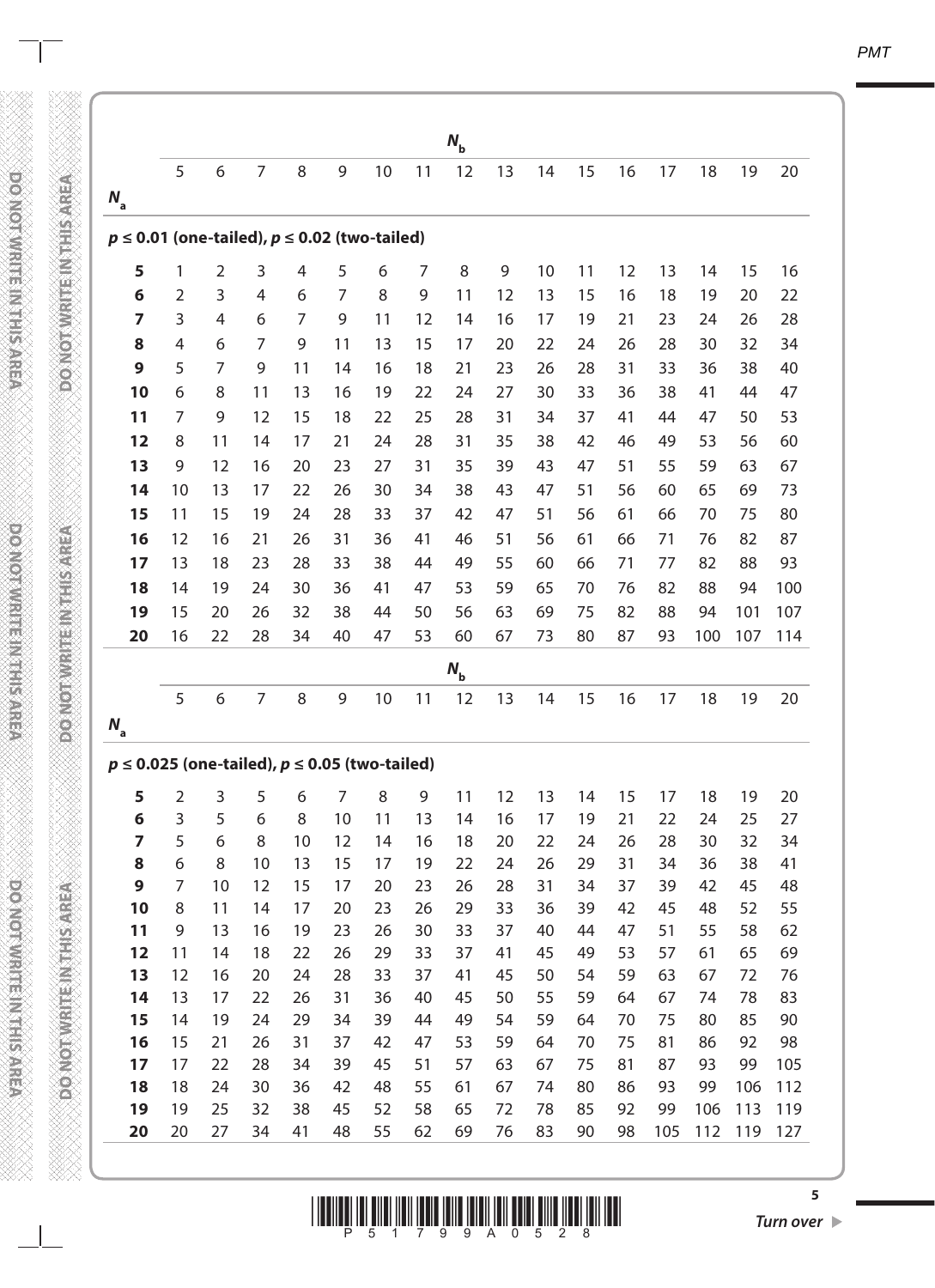| | $N_b$ | | | | | | | | | | | | | | | |
|---|---|---|---|---|---|---|---|---|---|---|---|---|---|---|---|---|
| $N_a$ | 5 | 6 | 7 | 8 | 9 | 10 | 11 | 12 | 13 | 14 | 15 | 16 | 17 | 18 | 19 | 20 |
| **$p \leq 0.01$ (one-tailed), $p \leq 0.02$ (two-tailed)** | | | | | | | | | | | | | | | | |
| **5** | 1 | 2 | 3 | 4 | 5 | 6 | 7 | 8 | 9 | 10 | 11 | 12 | 13 | 14 | 15 | 16 |
| **6** | 2 | 3 | 4 | 6 | 7 | 8 | 9 | 11 | 12 | 13 | 15 | 16 | 18 | 19 | 20 | 22 |
| **7** | 3 | 4 | 6 | 7 | 9 | 11 | 12 | 14 | 16 | 17 | 19 | 21 | 23 | 24 | 26 | 28 |
| **8** | 4 | 6 | 7 | 9 | 11 | 13 | 15 | 17 | 20 | 22 | 24 | 26 | 28 | 30 | 32 | 34 |
| **9** | 5 | 7 | 9 | 11 | 14 | 16 | 18 | 21 | 23 | 26 | 28 | 31 | 33 | 36 | 38 | 40 |
| **10** | 6 | 8 | 11 | 13 | 16 | 19 | 22 | 24 | 27 | 30 | 33 | 36 | 38 | 41 | 44 | 47 |
| **11** | 7 | 9 | 12 | 15 | 18 | 22 | 25 | 28 | 31 | 34 | 37 | 41 | 44 | 47 | 50 | 53 |
| **12** | 8 | 11 | 14 | 17 | 21 | 24 | 28 | 31 | 35 | 38 | 42 | 46 | 49 | 53 | 56 | 60 |
| **13** | 9 | 12 | 16 | 20 | 23 | 27 | 31 | 35 | 39 | 43 | 47 | 51 | 55 | 59 | 63 | 67 |
| **14** | 10 | 13 | 17 | 22 | 26 | 30 | 34 | 38 | 43 | 47 | 51 | 56 | 60 | 65 | 69 | 73 |
| **15** | 11 | 15 | 19 | 24 | 28 | 33 | 37 | 42 | 47 | 51 | 56 | 61 | 66 | 70 | 75 | 80 |
| **16** | 12 | 16 | 21 | 26 | 31 | 36 | 41 | 46 | 51 | 56 | 61 | 66 | 71 | 76 | 82 | 87 |
| **17** | 13 | 18 | 23 | 28 | 33 | 38 | 44 | 49 | 55 | 60 | 66 | 71 | 77 | 82 | 88 | 93 |
| **18** | 14 | 19 | 24 | 30 | 36 | 41 | 47 | 53 | 59 | 65 | 70 | 76 | 82 | 88 | 94 | 100 |
| **19** | 15 | 20 | 26 | 32 | 38 | 44 | 50 | 56 | 63 | 69 | 75 | 82 | 88 | 94 | 101 | 107 |
| **20** | 16 | 22 | 28 | 34 | 40 | 47 | 53 | 60 | 67 | 73 | 80 | 87 | 93 | 100 | 107 | 114 |

| | $N_b$ | | | | | | | | | | | | | | | |
|---|---|---|---|---|---|---|---|---|---|---|---|---|---|---|---|---|
| $N_a$ | 5 | 6 | 7 | 8 | 9 | 10 | 11 | 12 | 13 | 14 | 15 | 16 | 17 | 18 | 19 | 20 |
| **$p \leq 0.025$ (one-tailed), $p \leq 0.05$ (two-tailed)** | | | | | | | | | | | | | | | | |
| **5** | 2 | 3 | 5 | 6 | 7 | 8 | 9 | 11 | 12 | 13 | 14 | 15 | 17 | 18 | 19 | 20 |
| **6** | 3 | 5 | 6 | 8 | 10 | 11 | 13 | 14 | 16 | 17 | 19 | 21 | 22 | 24 | 25 | 27 |
| **7** | 5 | 6 | 8 | 10 | 12 | 14 | 16 | 18 | 20 | 22 | 24 | 26 | 28 | 30 | 32 | 34 |
| **8** | 6 | 8 | 10 | 13 | 15 | 17 | 19 | 22 | 24 | 26 | 29 | 31 | 34 | 36 | 38 | 41 |
| **9** | 7 | 10 | 12 | 15 | 17 | 20 | 23 | 26 | 28 | 31 | 34 | 37 | 39 | 42 | 45 | 48 |
| **10** | 8 | 11 | 14 | 17 | 20 | 23 | 26 | 29 | 33 | 36 | 39 | 42 | 45 | 48 | 52 | 55 |
| **11** | 9 | 13 | 16 | 19 | 23 | 26 | 30 | 33 | 37 | 40 | 44 | 47 | 51 | 55 | 58 | 62 |
| **12** | 11 | 14 | 18 | 22 | 26 | 29 | 33 | 37 | 41 | 45 | 49 | 53 | 57 | 61 | 65 | 69 |
| **13** | 12 | 16 | 20 | 24 | 28 | 33 | 37 | 41 | 45 | 50 | 54 | 59 | 63 | 67 | 72 | 76 |
| **14** | 13 | 17 | 22 | 26 | 31 | 36 | 40 | 45 | 50 | 55 | 59 | 64 | 67 | 74 | 78 | 83 |
| **15** | 14 | 19 | 24 | 29 | 34 | 39 | 44 | 49 | 54 | 59 | 64 | 70 | 75 | 80 | 85 | 90 |
| **16** | 15 | 21 | 26 | 31 | 37 | 42 | 47 | 53 | 59 | 64 | 70 | 75 | 81 | 86 | 92 | 98 |
| **17** | 17 | 22 | 28 | 34 | 39 | 45 | 51 | 57 | 63 | 67 | 75 | 81 | 87 | 93 | 99 | 105 |
| **18** | 18 | 24 | 30 | 36 | 42 | 48 | 55 | 61 | 67 | 74 | 80 | 86 | 93 | 99 | 106 | 112 |
| **19** | 19 | 25 | 32 | 38 | 45 | 52 | 58 | 65 | 72 | 78 | 85 | 92 | 99 | 106 | 113 | 119 |
| **20** | 20 | 27 | 34 | 41 | 48 | 55 | 62 | 69 | 76 | 83 | 90 | 98 | 105 | 112 | 119 | 127 |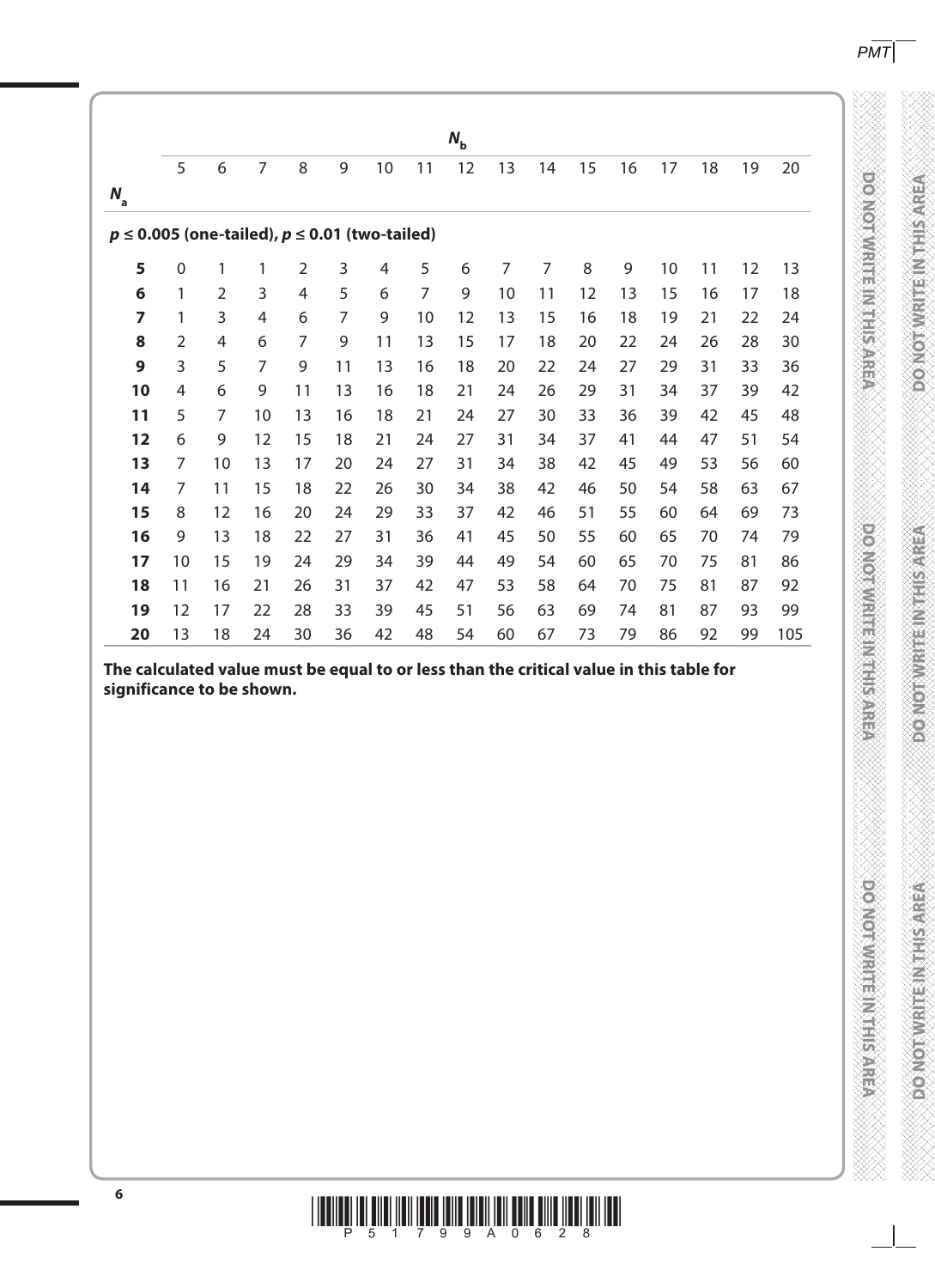| $N_a$ \ $N_b$ | 5 | 6 | 7 | 8 | 9 | 10 | 11 | 12 | 13 | 14 | 15 | 16 | 17 | 18 | 19 | 20 |
|---|---|---|---|---|---|---|---|---|---|---|---|---|---|---|---|---|
| **$p \leq 0.005$ (one-tailed), $p \leq 0.01$ (two-tailed)** | | | | | | | | | | | | | | | | |
| **5** | 0 | 1 | 1 | 2 | 3 | 4 | 5 | 6 | 7 | 7 | 8 | 9 | 10 | 11 | 12 | 13 |
| **6** | 1 | 2 | 3 | 4 | 5 | 6 | 7 | 9 | 10 | 11 | 12 | 13 | 15 | 16 | 17 | 18 |
| **7** | 1 | 3 | 4 | 6 | 7 | 9 | 10 | 12 | 13 | 15 | 16 | 18 | 19 | 21 | 22 | 24 |
| **8** | 2 | 4 | 6 | 7 | 9 | 11 | 13 | 15 | 17 | 18 | 20 | 22 | 24 | 26 | 28 | 30 |
| **9** | 3 | 5 | 7 | 9 | 11 | 13 | 16 | 18 | 20 | 22 | 24 | 27 | 29 | 31 | 33 | 36 |
| **10** | 4 | 6 | 9 | 11 | 13 | 16 | 18 | 21 | 24 | 26 | 29 | 31 | 34 | 37 | 39 | 42 |
| **11** | 5 | 7 | 10 | 13 | 16 | 18 | 21 | 24 | 27 | 30 | 33 | 36 | 39 | 42 | 45 | 48 |
| **12** | 6 | 9 | 12 | 15 | 18 | 21 | 24 | 27 | 31 | 34 | 37 | 41 | 44 | 47 | 51 | 54 |
| **13** | 7 | 10 | 13 | 17 | 20 | 24 | 27 | 31 | 34 | 38 | 42 | 45 | 49 | 53 | 56 | 60 |
| **14** | 7 | 11 | 15 | 18 | 22 | 26 | 30 | 34 | 38 | 42 | 46 | 50 | 54 | 58 | 63 | 67 |
| **15** | 8 | 12 | 16 | 20 | 24 | 29 | 33 | 37 | 42 | 46 | 51 | 55 | 60 | 64 | 69 | 73 |
| **16** | 9 | 13 | 18 | 22 | 27 | 31 | 36 | 41 | 45 | 50 | 55 | 60 | 65 | 70 | 74 | 79 |
| **17** | 10 | 15 | 19 | 24 | 29 | 34 | 39 | 44 | 49 | 54 | 60 | 65 | 70 | 75 | 81 | 86 |
| **18** | 11 | 16 | 21 | 26 | 31 | 37 | 42 | 47 | 53 | 58 | 64 | 70 | 75 | 81 | 87 | 92 |
| **19** | 12 | 17 | 22 | 28 | 33 | 39 | 45 | 51 | 56 | 63 | 69 | 74 | 81 | 87 | 93 | 99 |
| **20** | 13 | 18 | 24 | 30 | 36 | 42 | 48 | 54 | 60 | 67 | 73 | 79 | 86 | 92 | 99 | 105 |

**The calculated value must be equal to or less than the critical value in this table for significance to be shown.**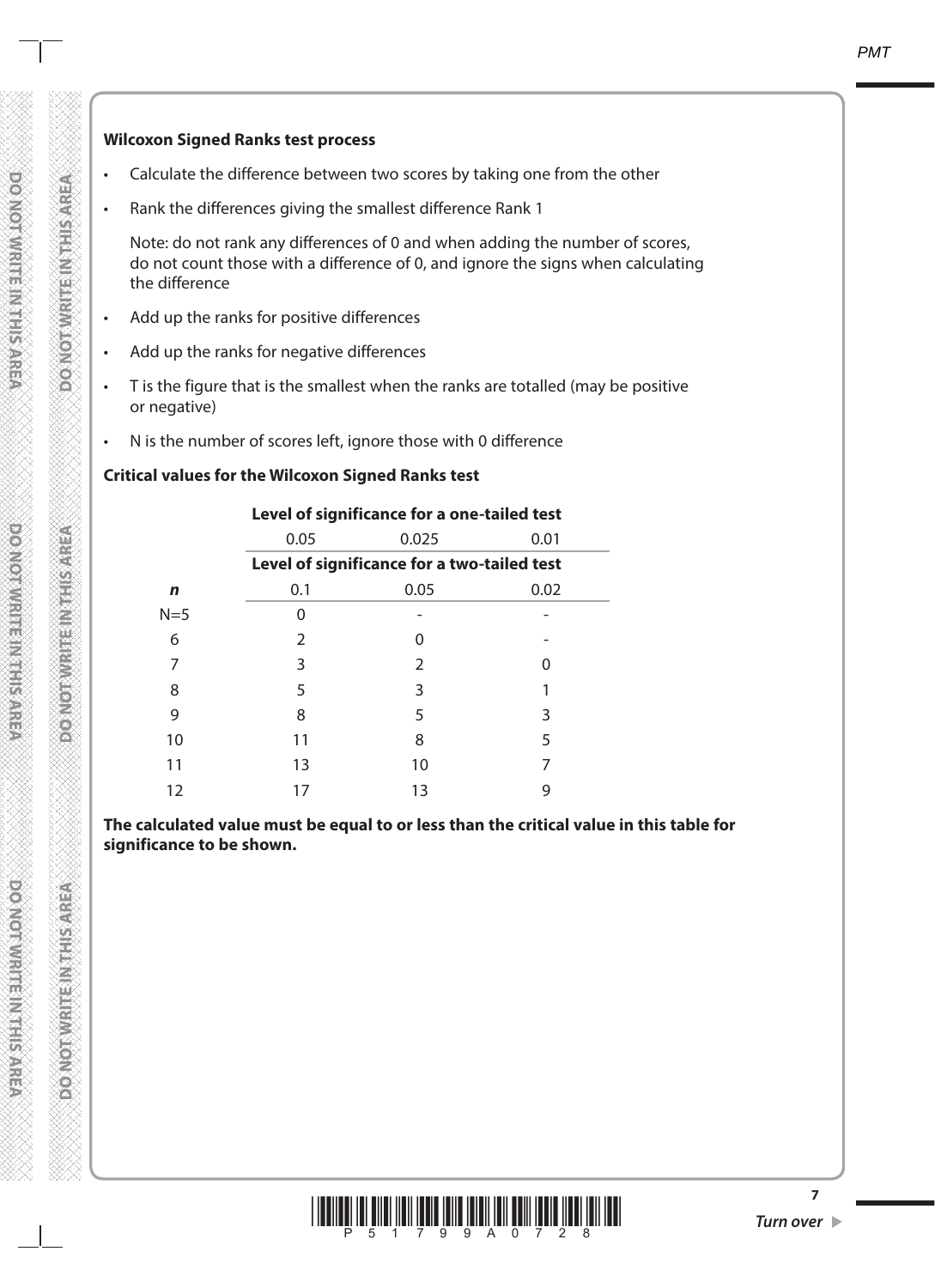**Wilcoxon Signed Ranks test process**

- Calculate the difference between two scores by taking one from the other
- Rank the differences giving the smallest difference Rank 1

  Note: do not rank any differences of 0 and when adding the number of scores, do not count those with a difference of 0, and ignore the signs when calculating the difference

- Add up the ranks for positive differences
- Add up the ranks for negative differences
- T is the figure that is the smallest when the ranks are totalled (may be positive or negative)
- N is the number of scores left, ignore those with 0 difference

**Critical values for the Wilcoxon Signed Ranks test**

| | **Level of significance for a one-tailed test** | | |
|---|---|---|---|
| | 0.05 | 0.025 | 0.01 |
| | **Level of significance for a two-tailed test** | | |
| ***n*** | 0.1 | 0.05 | 0.02 |
| N=5 | 0 | - | - |
| 6 | 2 | 0 | - |
| 7 | 3 | 2 | 0 |
| 8 | 5 | 3 | 1 |
| 9 | 8 | 5 | 3 |
| 10 | 11 | 8 | 5 |
| 11 | 13 | 10 | 7 |
| 12 | 17 | 13 | 9 |

**The calculated value must be equal to or less than the critical value in this table for significance to be shown.**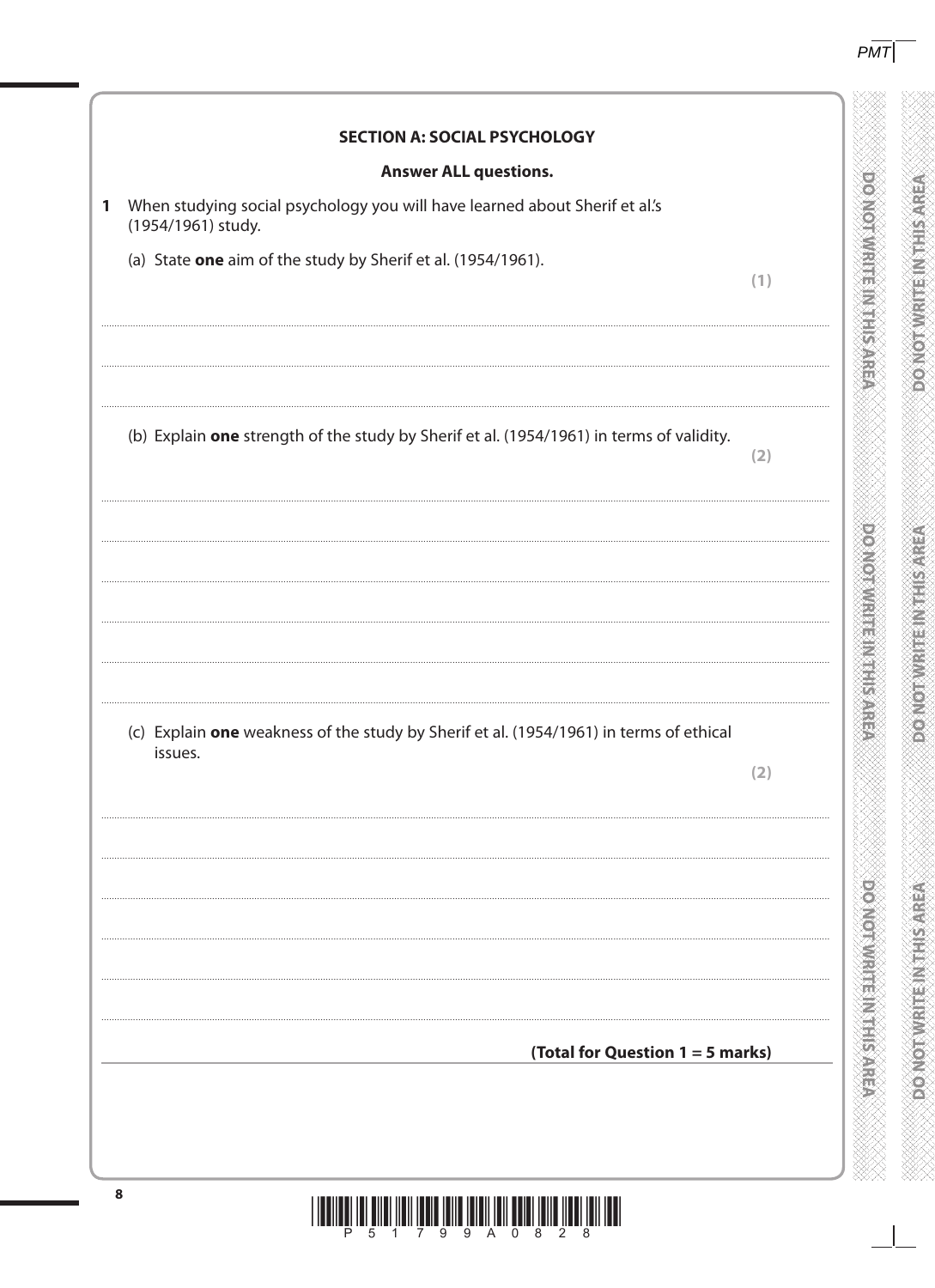## SECTION A: SOCIAL PSYCHOLOGY

**Answer ALL questions.**

1 When studying social psychology you will have learned about Sherif et al.'s (1954/1961) study.

(a) State **one** aim of the study by Sherif et al. (1954/1961).

**(1)**

(b) Explain **one** strength of the study by Sherif et al. (1954/1961) in terms of validity.

**(2)**

(c) Explain **one** weakness of the study by Sherif et al. (1954/1961) in terms of ethical issues.

**(2)**

**(Total for Question 1 = 5 marks)**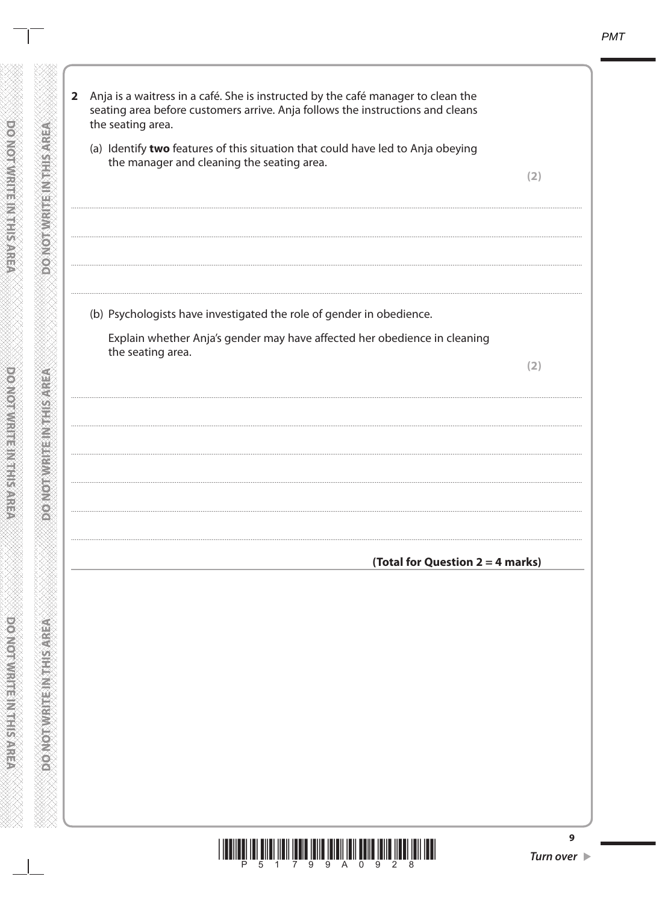**2** Anja is a waitress in a café. She is instructed by the café manager to clean the seating area before customers arrive. Anja follows the instructions and cleans the seating area.

(a) Identify **two** features of this situation that could have led to Anja obeying the manager and cleaning the seating area.

**(2)**

(b) Psychologists have investigated the role of gender in obedience.

Explain whether Anja's gender may have affected her obedience in cleaning the seating area.

**(2)**

**(Total for Question 2 = 4 marks)**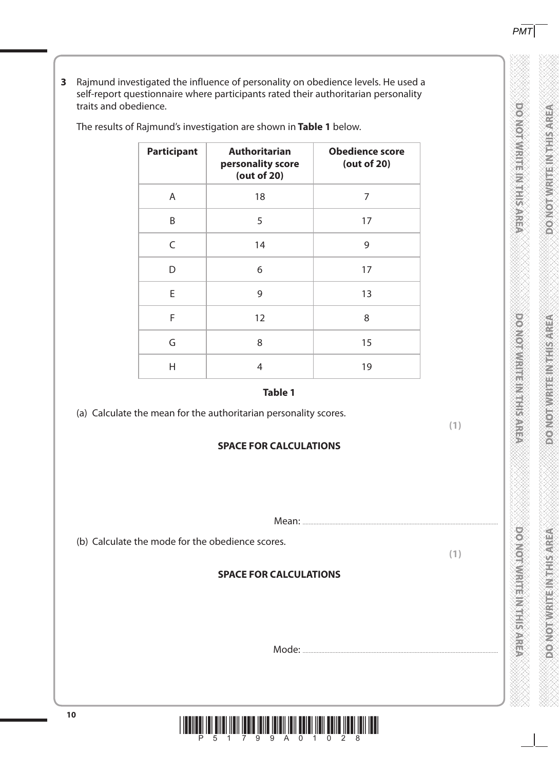**3** Rajmund investigated the influence of personality on obedience levels. He used a self-report questionnaire where participants rated their authoritarian personality traits and obedience.

The results of Rajmund's investigation are shown in **Table 1** below.

| Participant | Authoritarian personality score (out of 20) | Obedience score (out of 20) |
|---|---|---|
| A | 18 | 7 |
| B | 5 | 17 |
| C | 14 | 9 |
| D | 6 | 17 |
| E | 9 | 13 |
| F | 12 | 8 |
| G | 8 | 15 |
| H | 4 | 19 |

**Table 1**

(a) Calculate the mean for the authoritarian personality scores.

**(1)**

**SPACE FOR CALCULATIONS**

Mean: ..............................................................................................

(b) Calculate the mode for the obedience scores.

**(1)**

**SPACE FOR CALCULATIONS**

Mode: ..............................................................................................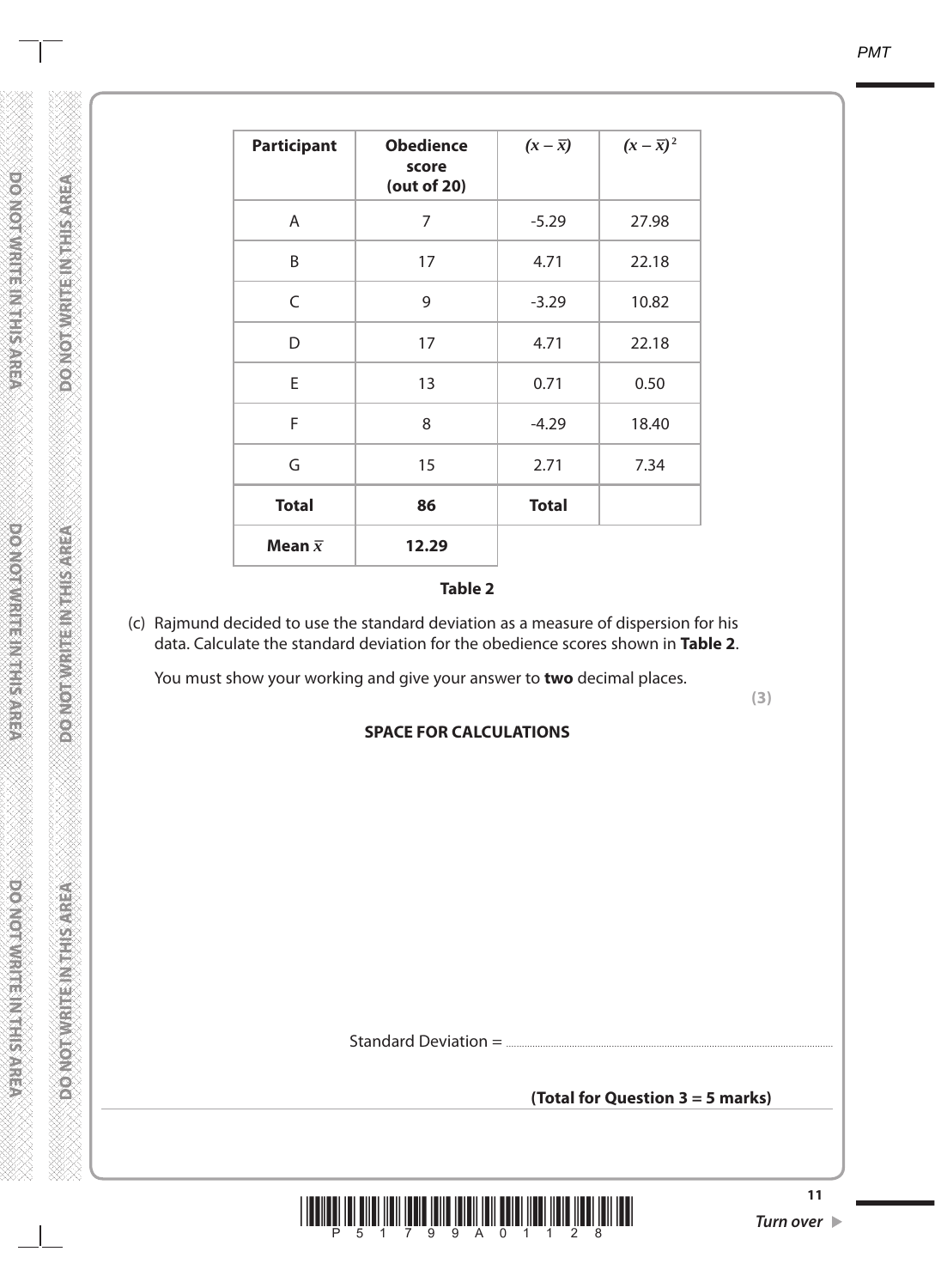| Participant | Obedience score (out of 20) | $(x - \bar{x})$ | $(x - \bar{x})^2$ |
|---|---|---|---|
| A | 7 | -5.29 | 27.98 |
| B | 17 | 4.71 | 22.18 |
| C | 9 | -3.29 | 10.82 |
| D | 17 | 4.71 | 22.18 |
| E | 13 | 0.71 | 0.50 |
| F | 8 | -4.29 | 18.40 |
| G | 15 | 2.71 | 7.34 |
| **Total** | **86** | **Total** | |
| **Mean $\bar{x}$** | **12.29** | | |

**Table 2**

(c) Rajmund decided to use the standard deviation as a measure of dispersion for his data. Calculate the standard deviation for the obedience scores shown in **Table 2**.

You must show your working and give your answer to **two** decimal places.

**(3)**

**SPACE FOR CALCULATIONS**

Standard Deviation = ..............................

**(Total for Question 3 = 5 marks)**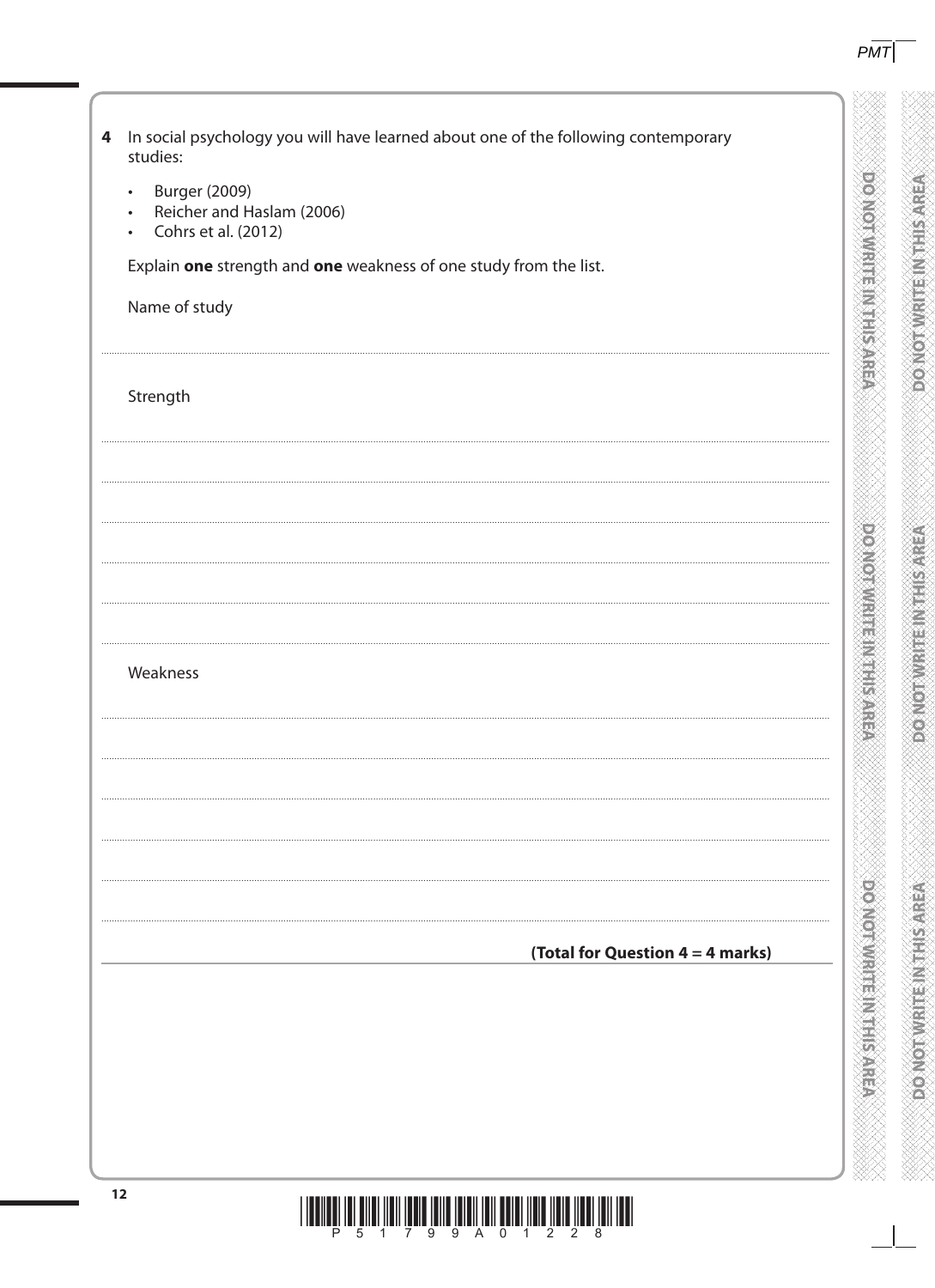**4** In social psychology you will have learned about one of the following contemporary studies:

- Burger (2009)
- Reicher and Haslam (2006)
- Cohrs et al. (2012)

Explain **one** strength and **one** weakness of one study from the list.

Name of study

..............................................................................................................................................

Strength

..............................................................................................................................................

..............................................................................................................................................

..............................................................................................................................................

..............................................................................................................................................

..............................................................................................................................................

Weakness

..............................................................................................................................................

..............................................................................................................................................

..............................................................................................................................................

..............................................................................................................................................

..............................................................................................................................................

**(Total for Question 4 = 4 marks)**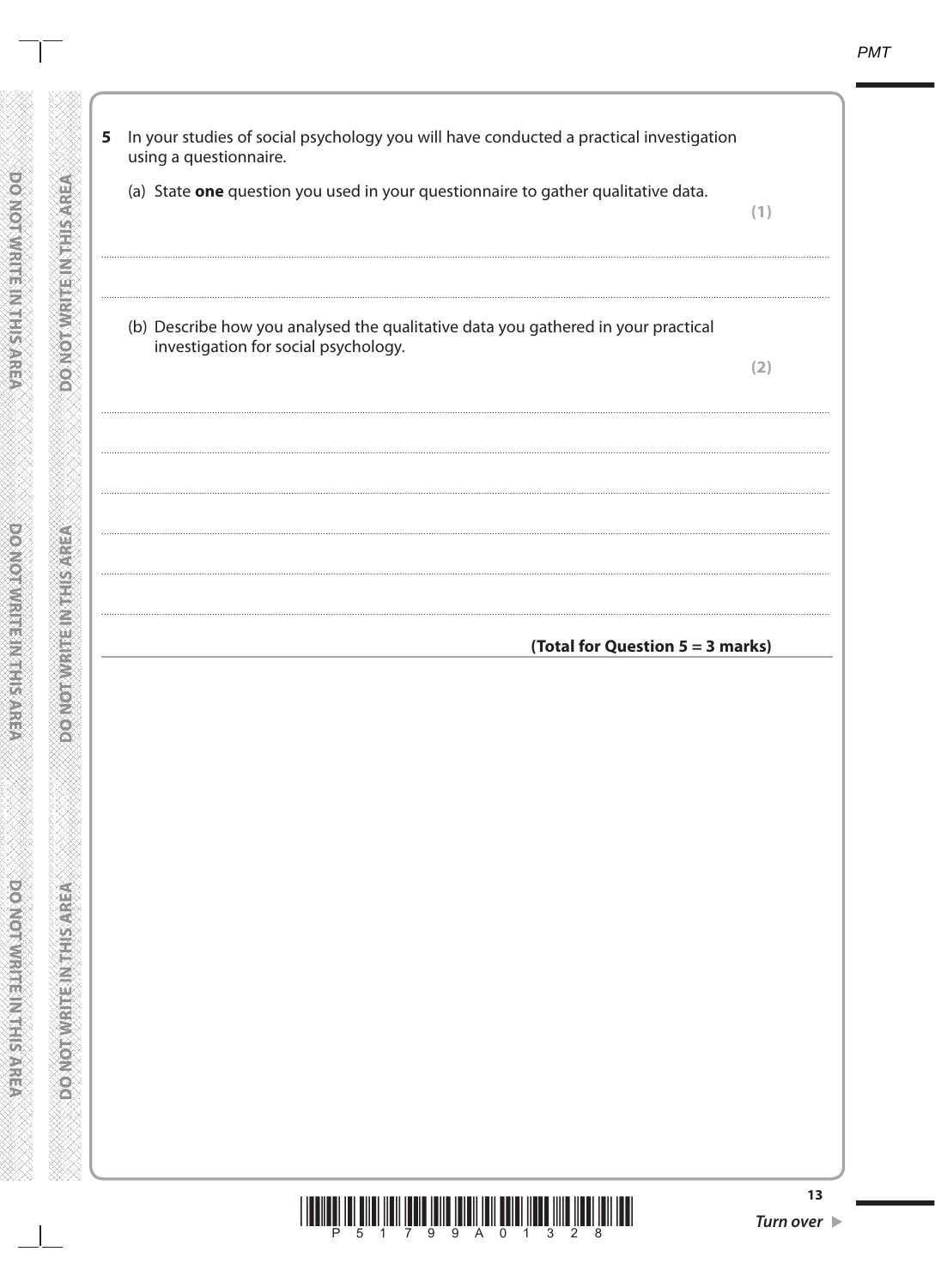**5** In your studies of social psychology you will have conducted a practical investigation using a questionnaire.

(a) State **one** question you used in your questionnaire to gather qualitative data.

**(1)**

....................................................................................................................................................................................

....................................................................................................................................................................................

(b) Describe how you analysed the qualitative data you gathered in your practical investigation for social psychology.

**(2)**

....................................................................................................................................................................................

....................................................................................................................................................................................

....................................................................................................................................................................................

....................................................................................................................................................................................

....................................................................................................................................................................................

**(Total for Question 5 = 3 marks)**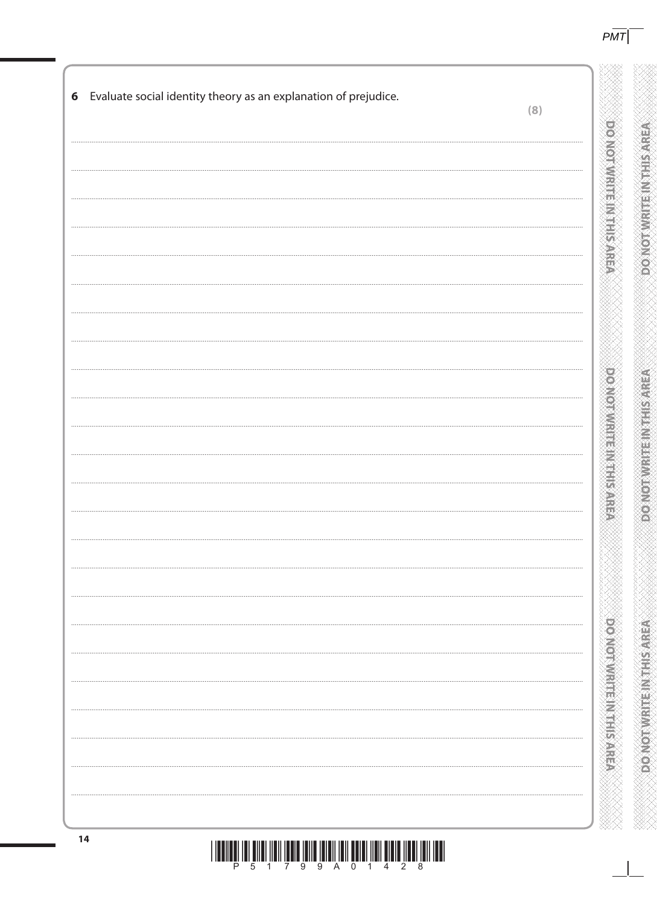**6** Evaluate social identity theory as an explanation of prejudice.

**(8)**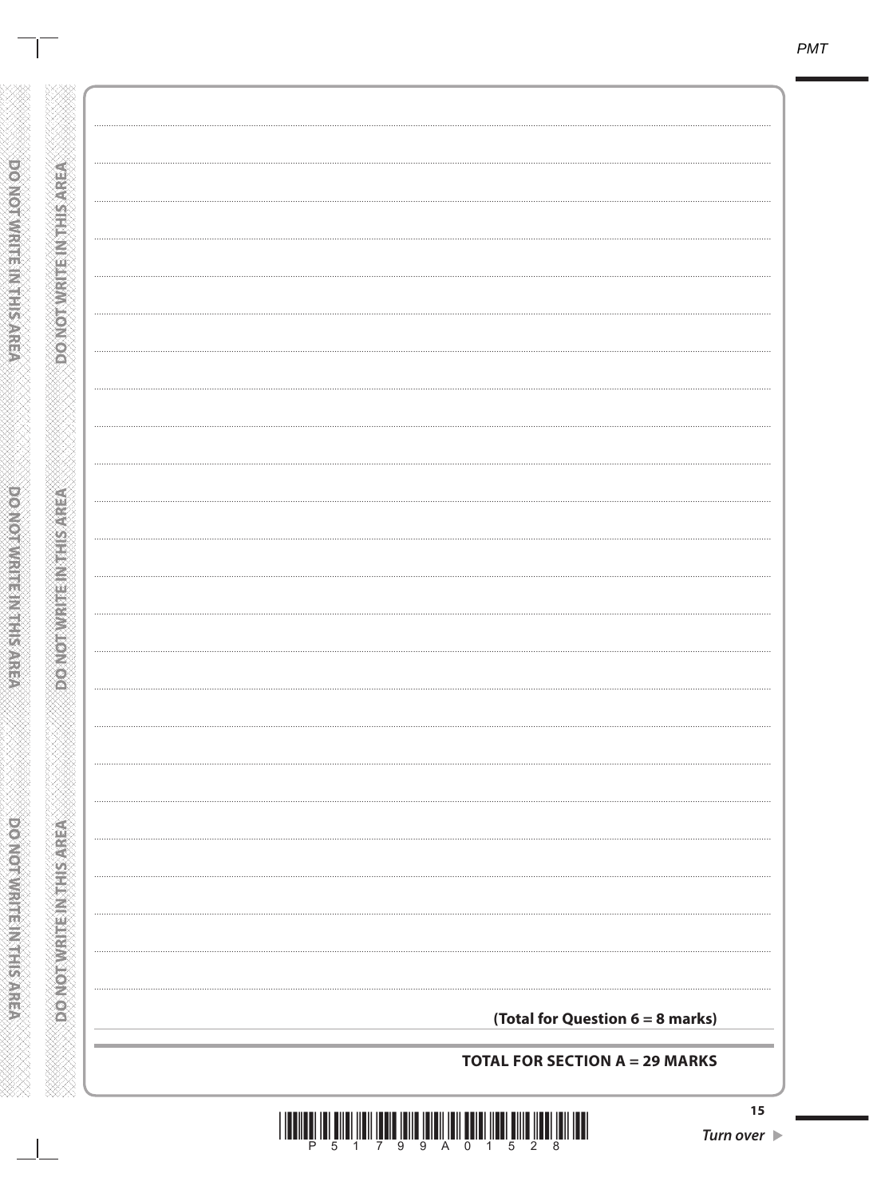**(Total for Question 6 = 8 marks)**

**TOTAL FOR SECTION A = 29 MARKS**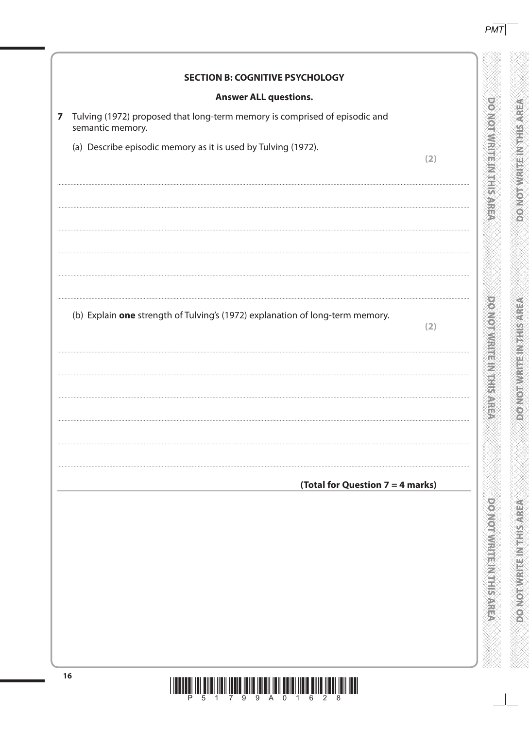## SECTION B: COGNITIVE PSYCHOLOGY

**Answer ALL questions.**

**7** Tulving (1972) proposed that long-term memory is comprised of episodic and semantic memory.

(a) Describe episodic memory as it is used by Tulving (1972).

**(2)**

(b) Explain **one** strength of Tulving's (1972) explanation of long-term memory.

**(2)**

**(Total for Question 7 = 4 marks)**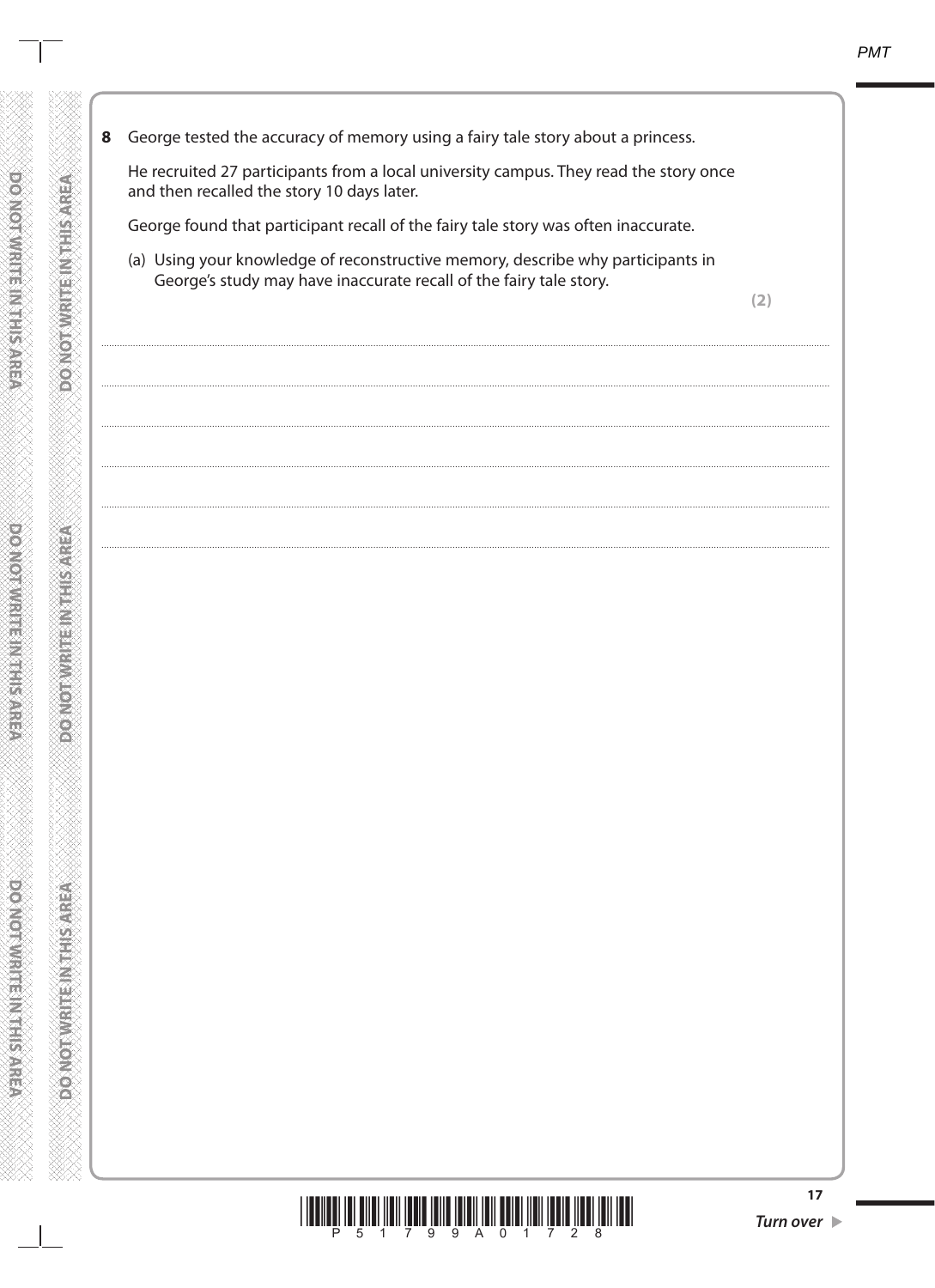**8** George tested the accuracy of memory using a fairy tale story about a princess.

He recruited 27 participants from a local university campus. They read the story once and then recalled the story 10 days later.

George found that participant recall of the fairy tale story was often inaccurate.

(a) Using your knowledge of reconstructive memory, describe why participants in George's study may have inaccurate recall of the fairy tale story.

**(2)**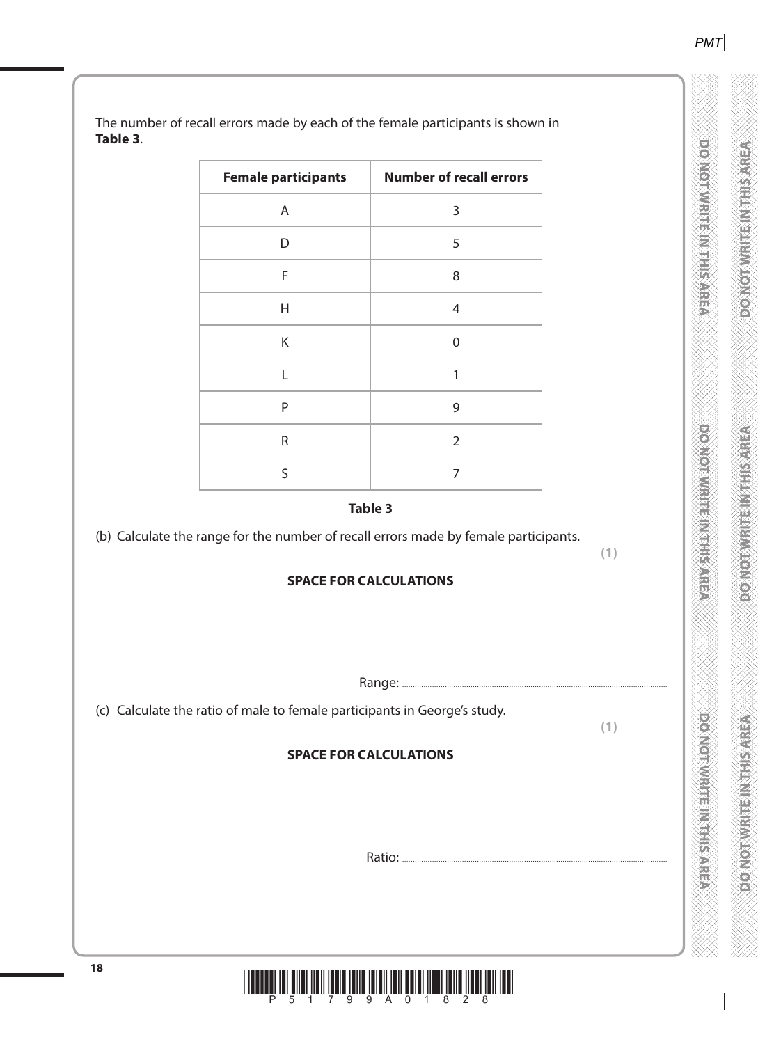The number of recall errors made by each of the female participants is shown in **Table 3**.

| Female participants | Number of recall errors |
|---|---|
| A | 3 |
| D | 5 |
| F | 8 |
| H | 4 |
| K | 0 |
| L | 1 |
| P | 9 |
| R | 2 |
| S | 7 |

**Table 3**

(b) Calculate the range for the number of recall errors made by female participants.

**(1)**

**SPACE FOR CALCULATIONS**

Range: ..........................................................

(c) Calculate the ratio of male to female participants in George's study.

**(1)**

**SPACE FOR CALCULATIONS**

Ratio: ..........................................................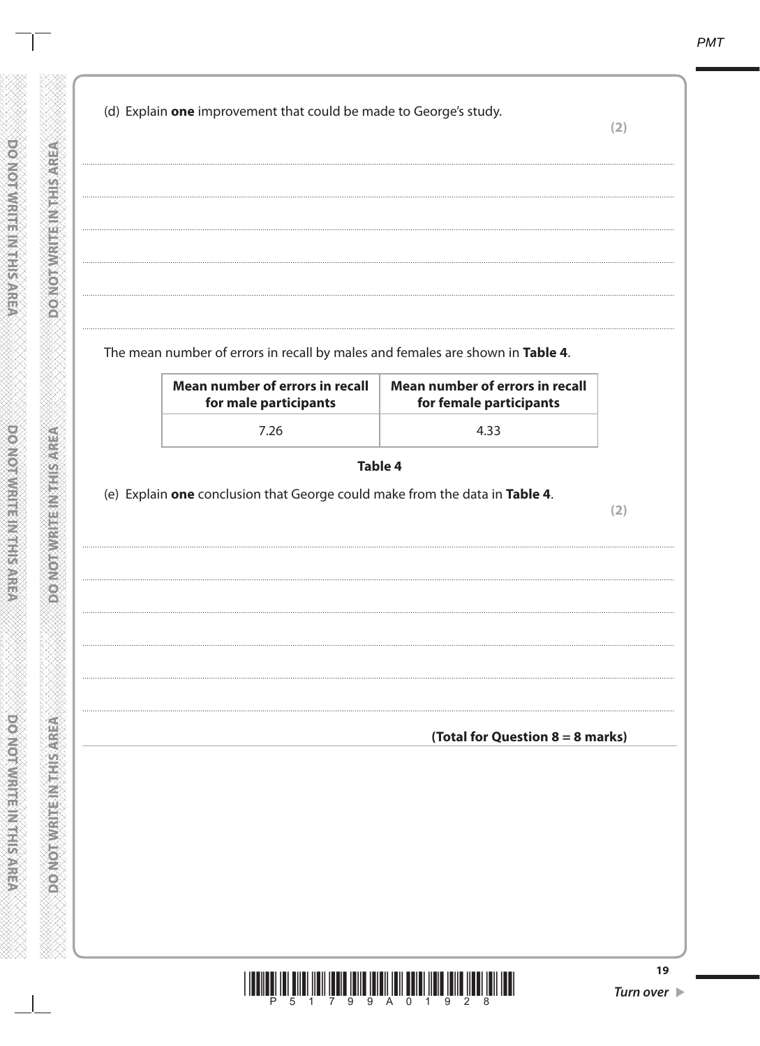(d) Explain **one** improvement that could be made to George's study.

**(2)**

The mean number of errors in recall by males and females are shown in **Table 4**.

| Mean number of errors in recall for male participants | Mean number of errors in recall for female participants |
|---|---|
| 7.26 | 4.33 |

**Table 4**

(e) Explain **one** conclusion that George could make from the data in **Table 4**.

**(2)**

**(Total for Question 8 = 8 marks)**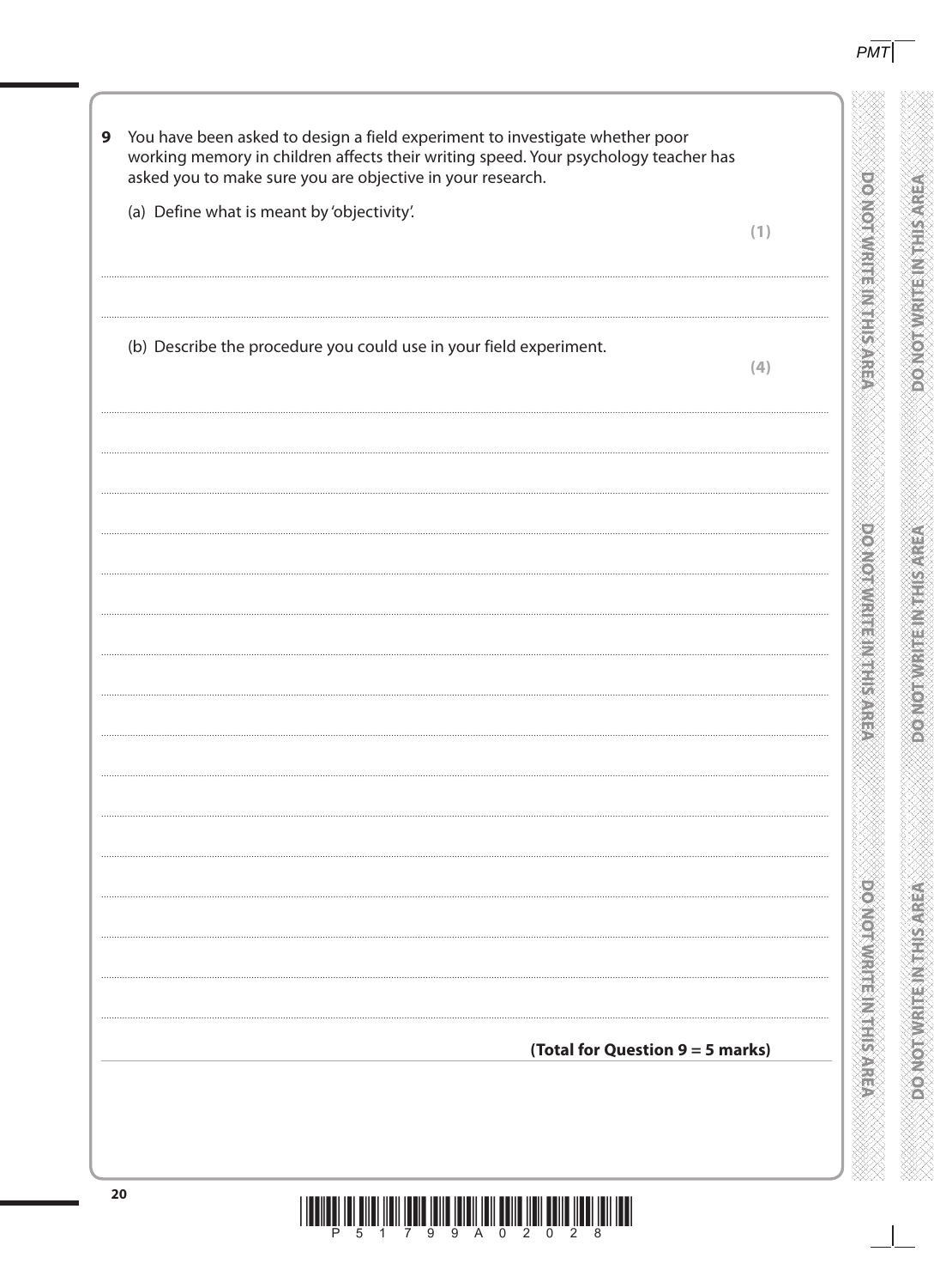**9** You have been asked to design a field experiment to investigate whether poor working memory in children affects their writing speed. Your psychology teacher has asked you to make sure you are objective in your research.

(a) Define what is meant by 'objectivity'.

**(1)**

(b) Describe the procedure you could use in your field experiment.

**(4)**

**(Total for Question 9 = 5 marks)**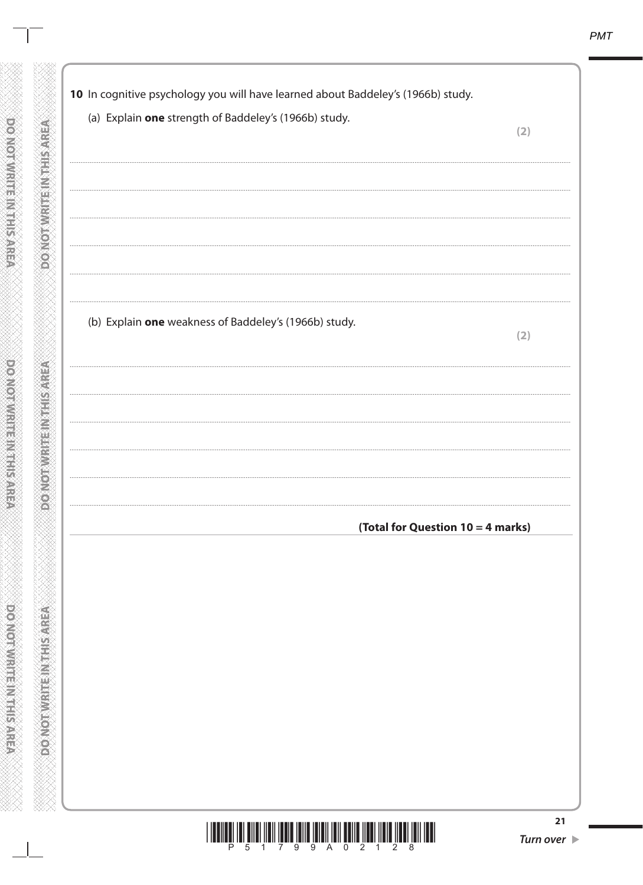**10** In cognitive psychology you will have learned about Baddeley's (1966b) study.

(a) Explain **one** strength of Baddeley's (1966b) study.

**(2)**

.......................................................................................................................................................................................

.......................................................................................................................................................................................

.......................................................................................................................................................................................

.......................................................................................................................................................................................

.......................................................................................................................................................................................

(b) Explain **one** weakness of Baddeley's (1966b) study.

**(2)**

.......................................................................................................................................................................................

.......................................................................................................................................................................................

.......................................................................................................................................................................................

.......................................................................................................................................................................................

.......................................................................................................................................................................................

**(Total for Question 10 = 4 marks)**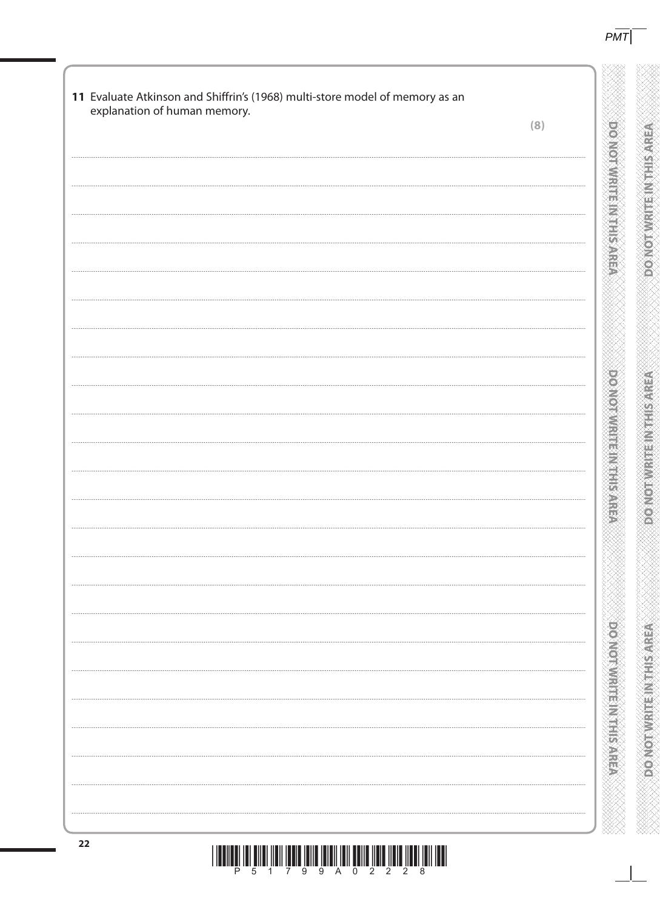**11** Evaluate Atkinson and Shiffrin's (1968) multi-store model of memory as an explanation of human memory.

**(8)**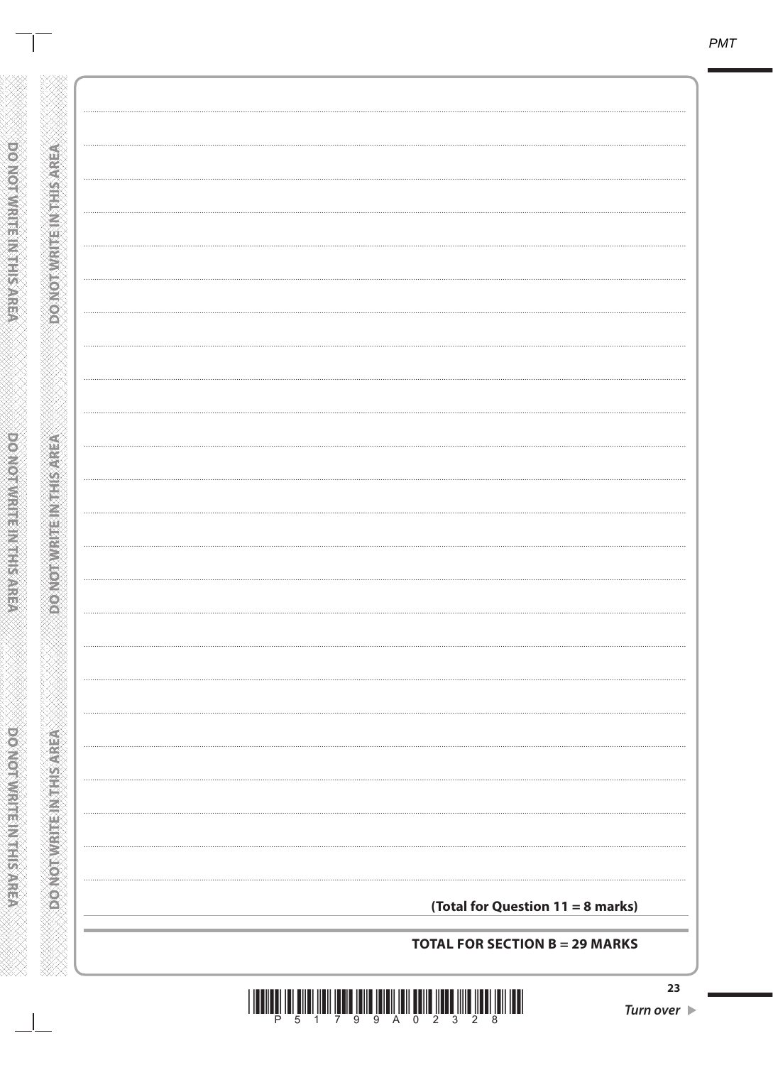**(Total for Question 11 = 8 marks)**

**TOTAL FOR SECTION B = 29 MARKS**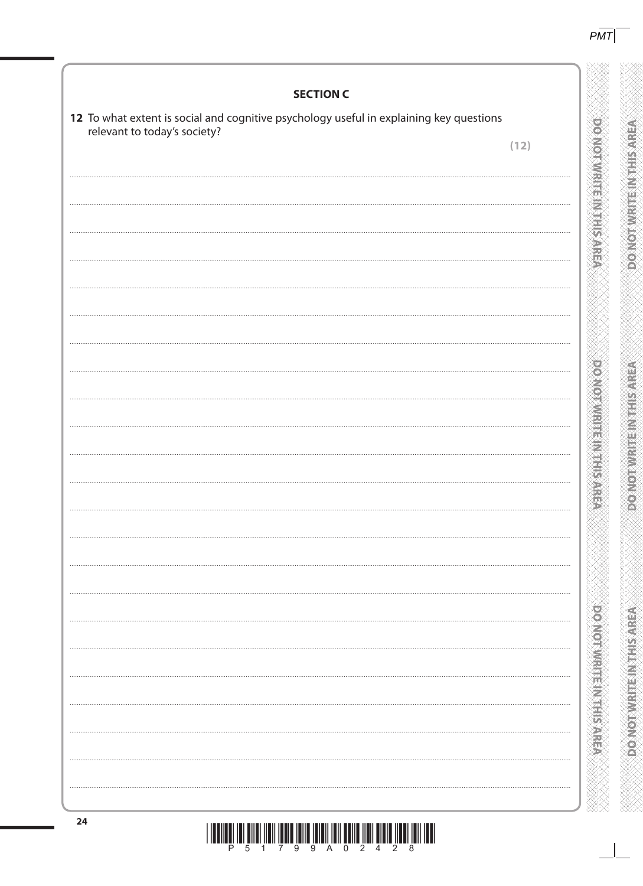## SECTION C

**12** To what extent is social and cognitive psychology useful in explaining key questions relevant to today's society?

**(12)**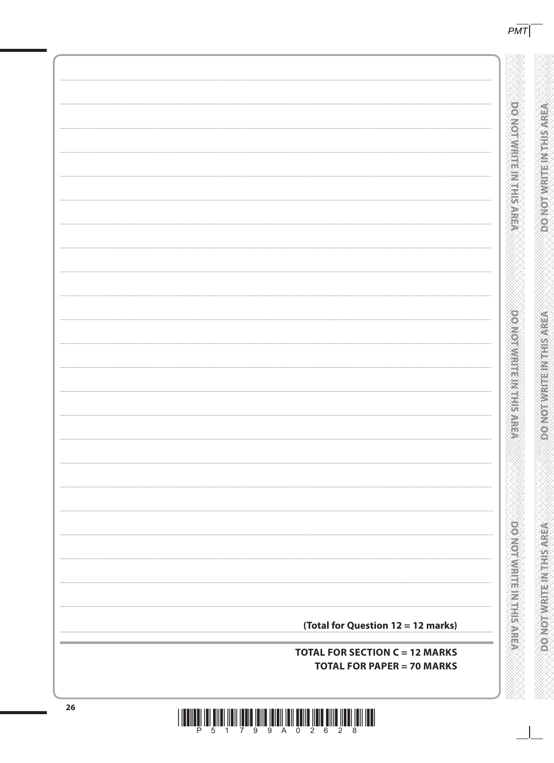**(Total for Question 12 = 12 marks)**

**TOTAL FOR SECTION C = 12 MARKS**

**TOTAL FOR PAPER = 70 MARKS**